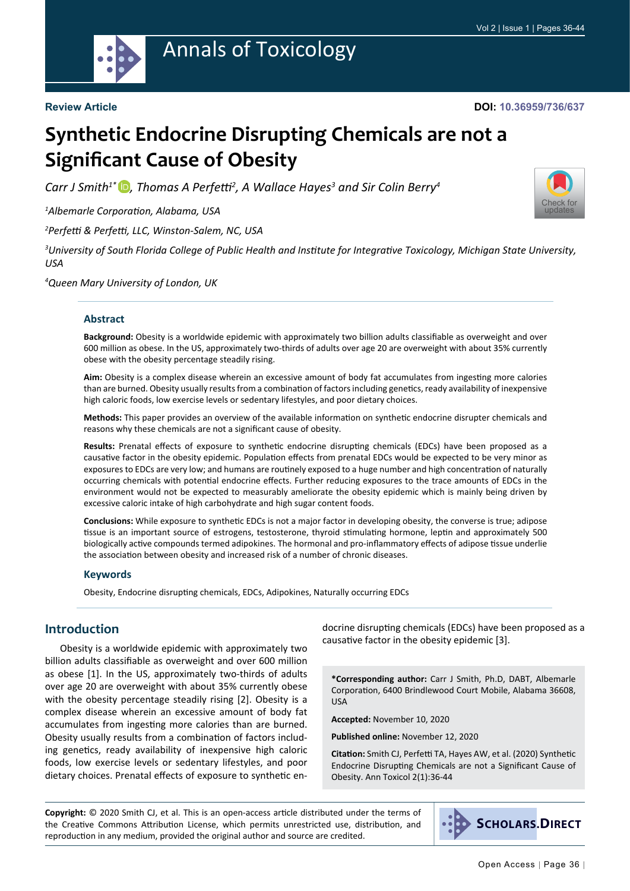**Review Article**

**DOI: 10.36959/736/637**

# Synthetic Endocrine Disrupting Chemicals are not a Significant Cause of Obesity

*Carr J Smith[1*], Thomas A Perfetti[2], A Wallace Hayes[3] and Sir Colin Berry[4]*

*[1]Albemarle Corporation, Alabama, USA*

*[2]Perfetti & Perfetti, LLC, Winston-Salem, NC, USA*

*[3]University of South Florida College of Public Health and Institute for Integrative Toxicology, Michigan State University, USA*

*[4]Queen Mary University of London, UK*

### Abstract

**Background:** Obesity is a worldwide epidemic with approximately two billion adults classifiable as overweight and over 600 million as obese. In the US, approximately two-thirds of adults over age 20 are overweight with about 35% currently obese with the obesity percentage steadily rising.

**Aim:** Obesity is a complex disease wherein an excessive amount of body fat accumulates from ingesting more calories than are burned. Obesity usually results from a combination of factors including genetics, ready availability of inexpensive high caloric foods, low exercise levels or sedentary lifestyles, and poor dietary choices.

**Methods:** This paper provides an overview of the available information on synthetic endocrine disrupter chemicals and reasons why these chemicals are not a significant cause of obesity.

**Results:** Prenatal effects of exposure to synthetic endocrine disrupting chemicals (EDCs) have been proposed as a causative factor in the obesity epidemic. Population effects from prenatal EDCs would be expected to be very minor as exposures to EDCs are very low; and humans are routinely exposed to a huge number and high concentration of naturally occurring chemicals with potential endocrine effects. Further reducing exposures to the trace amounts of EDCs in the environment would not be expected to measurably ameliorate the obesity epidemic which is mainly being driven by excessive caloric intake of high carbohydrate and high sugar content foods.

**Conclusions:** While exposure to synthetic EDCs is not a major factor in developing obesity, the converse is true; adipose tissue is an important source of estrogens, testosterone, thyroid stimulating hormone, leptin and approximately 500 biologically active compounds termed adipokines. The hormonal and pro-inflammatory effects of adipose tissue underlie the association between obesity and increased risk of a number of chronic diseases.

### Keywords

Obesity, Endocrine disrupting chemicals, EDCs, Adipokines, Naturally occurring EDCs

## Introduction

Obesity is a worldwide epidemic with approximately two billion adults classifiable as overweight and over 600 million as obese [1]. In the US, approximately two-thirds of adults over age 20 are overweight with about 35% currently obese with the obesity percentage steadily rising [2]. Obesity is a complex disease wherein an excessive amount of body fat accumulates from ingesting more calories than are burned. Obesity usually results from a combination of factors including genetics, ready availability of inexpensive high caloric foods, low exercise levels or sedentary lifestyles, and poor dietary choices. Prenatal effects of exposure to synthetic endocrine disrupting chemicals (EDCs) have been proposed as a causative factor in the obesity epidemic [3].

**\*Corresponding author:** Carr J Smith, Ph.D, DABT, Albemarle Corporation, 6400 Brindlewood Court Mobile, Alabama 36608, USA

**Accepted:** November 10, 2020

**Published online:** November 12, 2020

**Citation:** Smith CJ, Perfetti TA, Hayes AW, et al. (2020) Synthetic Endocrine Disrupting Chemicals are not a Significant Cause of Obesity. Ann Toxicol 2(1):36-44

**Copyright:** © 2020 Smith CJ, et al. This is an open-access article distributed under the terms of the Creative Commons Attribution License, which permits unrestricted use, distribution, and reproduction in any medium, provided the original author and source are credited.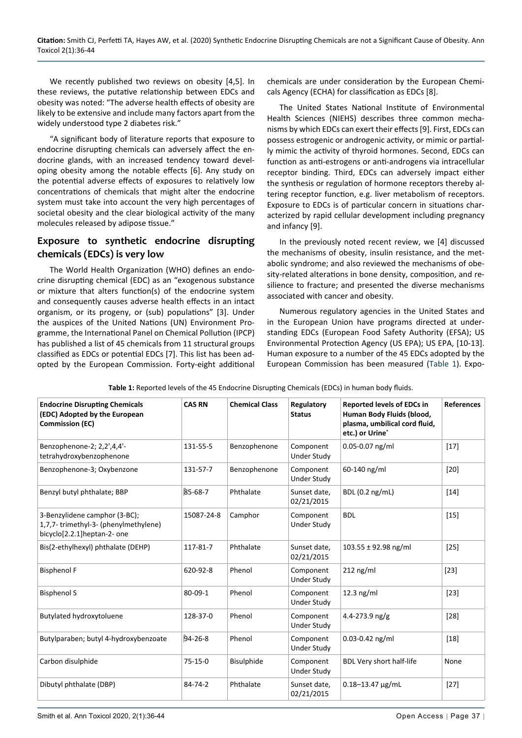We recently published two reviews on obesity [4,5]. In these reviews, the putative relationship between EDCs and obesity was noted: "The adverse health effects of obesity are likely to be extensive and include many factors apart from the widely understood type 2 diabetes risk."

"A significant body of literature reports that exposure to endocrine disrupting chemicals can adversely affect the endocrine glands, with an increased tendency toward developing obesity among the notable effects [6]. Any study on the potential adverse effects of exposures to relatively low concentrations of chemicals that might alter the endocrine system must take into account the very high percentages of societal obesity and the clear biological activity of the many molecules released by adipose tissue."

## Exposure to synthetic endocrine disrupting chemicals (EDCs) is very low

The World Health Organization (WHO) defines an endocrine disrupting chemical (EDC) as an "exogenous substance or mixture that alters function(s) of the endocrine system and consequently causes adverse health effects in an intact organism, or its progeny, or (sub) populations" [3]. Under the auspices of the United Nations (UN) Environment Programme, the International Panel on Chemical Pollution (IPCP) has published a list of 45 chemicals from 11 structural groups classified as EDCs or potential EDCs [7]. This list has been adopted by the European Commission. Forty-eight additional chemicals are under consideration by the European Chemicals Agency (ECHA) for classification as EDCs [8].

The United States National Institute of Environmental Health Sciences (NIEHS) describes three common mechanisms by which EDCs can exert their effects [9]. First, EDCs can possess estrogenic or androgenic activity, or mimic or partially mimic the activity of thyroid hormones. Second, EDCs can function as anti-estrogens or anti-androgens via intracellular receptor binding. Third, EDCs can adversely impact either the synthesis or regulation of hormone receptors thereby altering receptor function, e.g. liver metabolism of receptors. Exposure to EDCs is of particular concern in situations characterized by rapid cellular development including pregnancy and infancy [9].

In the previously noted recent review, we [4] discussed the mechanisms of obesity, insulin resistance, and the metabolic syndrome; and also reviewed the mechanisms of obesity-related alterations in bone density, composition, and resilience to fracture; and presented the diverse mechanisms associated with cancer and obesity.

Numerous regulatory agencies in the United States and in the European Union have programs directed at understanding EDCs (European Food Safety Authority (EFSA); US Environmental Protection Agency (US EPA); US EPA, [10-13]. Human exposure to a number of the 45 EDCs adopted by the European Commission has been measured (Table 1). Expo-

**Table 1:** Reported levels of the 45 Endocrine Disrupting Chemicals (EDCs) in human body fluids.

| Endocrine Disrupting Chemicals (EDC) Adopted by the European Commission (EC) | CAS RN | Chemical Class | Regulatory Status | Reported levels of EDCs in Human Body Fluids (blood, plasma, umbilical cord fluid, etc.) or Urine* | References |
|---|---|---|---|---|---|
| Benzophenone-2; 2,2',4,4'-tetrahydroxybenzophenone | 131-55-5 | Benzophenone | Component Under Study | 0.05-0.07 ng/ml | [17] |
| Benzophenone-3; Oxybenzone | 131-57-7 | Benzophenone | Component Under Study | 60-140 ng/ml | [20] |
| Benzyl butyl phthalate; BBP | 85-68-7 | Phthalate | Sunset date, 02/21/2015 | BDL (0.2 ng/mL) | [14] |
| 3-Benzylidene camphor (3-BC); 1,7,7- trimethyl-3- (phenylmethylene) bicyclo[2.2.1]heptan-2- one | 15087-24-8 | Camphor | Component Under Study | BDL | [15] |
| Bis(2-ethylhexyl) phthalate (DEHP) | 117-81-7 | Phthalate | Sunset date, 02/21/2015 | 103.55 ± 92.98 ng/ml | [25] |
| Bisphenol F | 620-92-8 | Phenol | Component Under Study | 212 ng/ml | [23] |
| Bisphenol S | 80-09-1 | Phenol | Component Under Study | 12.3 ng/ml | [23] |
| Butylated hydroxytoluene | 128-37-0 | Phenol | Component Under Study | 4.4-273.9 ng/g | [28] |
| Butylparaben; butyl 4-hydroxybenzoate | 94-26-8 | Phenol | Component Under Study | 0.03-0.42 ng/ml | [18] |
| Carbon disulphide | 75-15-0 | Bisulphide | Component Under Study | BDL Very short half-life | None |
| Dibutyl phthalate (DBP) | 84-74-2 | Phthalate | Sunset date, 02/21/2015 | 0.18–13.47 µg/mL | [27] |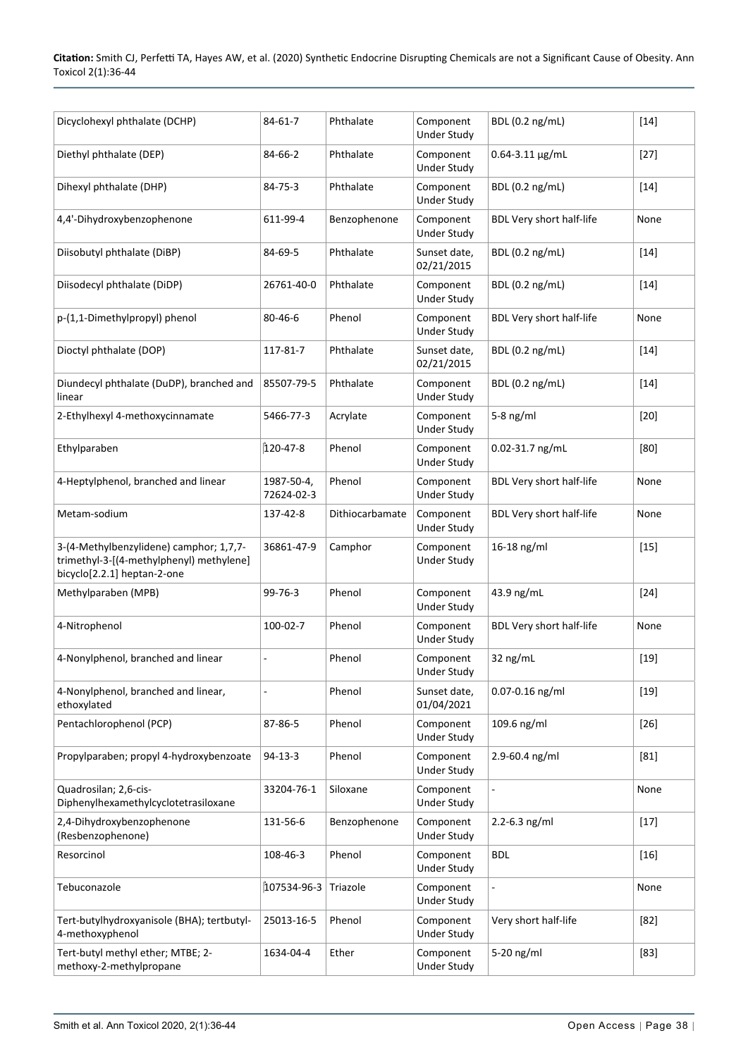| Dicyclohexyl phthalate (DCHP) | 84-61-7 | Phthalate | Component Under Study | BDL (0.2 ng/mL) | [14] |
|---|---|---|---|---|---|
| Diethyl phthalate (DEP) | 84-66-2 | Phthalate | Component Under Study | 0.64-3.11 µg/mL | [27] |
| Dihexyl phthalate (DHP) | 84-75-3 | Phthalate | Component Under Study | BDL (0.2 ng/mL) | [14] |
| 4,4'-Dihydroxybenzophenone | 611-99-4 | Benzophenone | Component Under Study | BDL Very short half-life | None |
| Diisobutyl phthalate (DiBP) | 84-69-5 | Phthalate | Sunset date, 02/21/2015 | BDL (0.2 ng/mL) | [14] |
| Diisodecyl phthalate (DiDP) | 26761-40-0 | Phthalate | Component Under Study | BDL (0.2 ng/mL) | [14] |
| p-(1,1-Dimethylpropyl) phenol | 80-46-6 | Phenol | Component Under Study | BDL Very short half-life | None |
| Dioctyl phthalate (DOP) | 117-81-7 | Phthalate | Sunset date, 02/21/2015 | BDL (0.2 ng/mL) | [14] |
| Diundecyl phthalate (DuDP), branched and linear | 85507-79-5 | Phthalate | Component Under Study | BDL (0.2 ng/mL) | [14] |
| 2-Ethylhexyl 4-methoxycinnamate | 5466-77-3 | Acrylate | Component Under Study | 5-8 ng/ml | [20] |
| Ethylparaben | 120-47-8 | Phenol | Component Under Study | 0.02-31.7 ng/mL | [80] |
| 4-Heptylphenol, branched and linear | 1987-50-4, 72624-02-3 | Phenol | Component Under Study | BDL Very short half-life | None |
| Metam-sodium | 137-42-8 | Dithiocarbamate | Component Under Study | BDL Very short half-life | None |
| 3-(4-Methylbenzylidene) camphor; 1,7,7-trimethyl-3-[(4-methylphenyl) methylene] bicyclo[2.2.1] heptan-2-one | 36861-47-9 | Camphor | Component Under Study | 16-18 ng/ml | [15] |
| Methylparaben (MPB) | 99-76-3 | Phenol | Component Under Study | 43.9 ng/mL | [24] |
| 4-Nitrophenol | 100-02-7 | Phenol | Component Under Study | BDL Very short half-life | None |
| 4-Nonylphenol, branched and linear | - | Phenol | Component Under Study | 32 ng/mL | [19] |
| 4-Nonylphenol, branched and linear, ethoxylated | - | Phenol | Sunset date, 01/04/2021 | 0.07-0.16 ng/ml | [19] |
| Pentachlorophenol (PCP) | 87-86-5 | Phenol | Component Under Study | 109.6 ng/ml | [26] |
| Propylparaben; propyl 4-hydroxybenzoate | 94-13-3 | Phenol | Component Under Study | 2.9-60.4 ng/ml | [81] |
| Quadrosilan; 2,6-cis-Diphenylhexamethylcyclotetrasiloxane | 33204-76-1 | Siloxane | Component Under Study | - | None |
| 2,4-Dihydroxybenzophenone (Resbenzophenone) | 131-56-6 | Benzophenone | Component Under Study | 2.2-6.3 ng/ml | [17] |
| Resorcinol | 108-46-3 | Phenol | Component Under Study | BDL | [16] |
| Tebuconazole | 107534-96-3 | Triazole | Component Under Study | - | None |
| Tert-butylhydroxyanisole (BHA); tertbutyl-4-methoxyphenol | 25013-16-5 | Phenol | Component Under Study | Very short half-life | [82] |
| Tert-butyl methyl ether; MTBE; 2-methoxy-2-methylpropane | 1634-04-4 | Ether | Component Under Study | 5-20 ng/ml | [83] |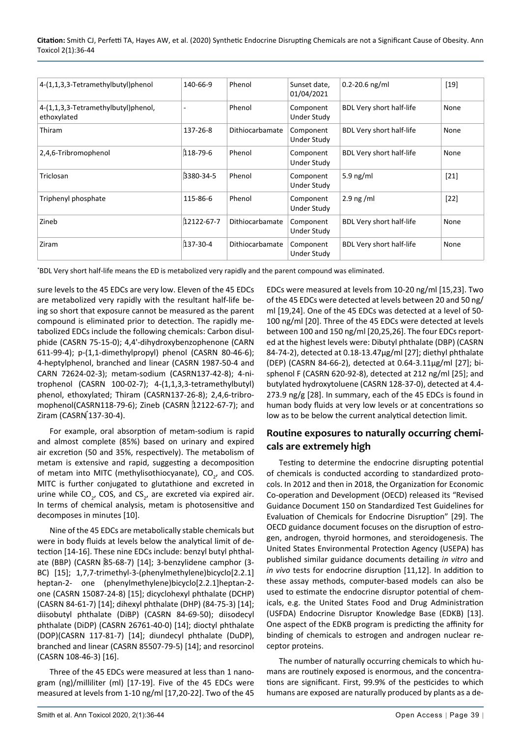| 4-(1,1,3,3-Tetramethylbutyl)phenol | 140-66-9 | Phenol | Sunset date, 01/04/2021 | 0.2-20.6 ng/ml | [19] |
|---|---|---|---|---|---|
| 4-(1,1,3,3-Tetramethylbutyl)phenol, ethoxylated | - | Phenol | Component Under Study | BDL Very short half-life | None |
| Thiram | 137-26-8 | Dithiocarbamate | Component Under Study | BDL Very short half-life | None |
| 2,4,6-Tribromophenol | 118-79-6 | Phenol | Component Under Study | BDL Very short half-life | None |
| Triclosan | 3380-34-5 | Phenol | Component Under Study | 5.9 ng/ml | [21] |
| Triphenyl phosphate | 115-86-6 | Phenol | Component Under Study | 2.9 ng /ml | [22] |
| Zineb | 12122-67-7 | Dithiocarbamate | Component Under Study | BDL Very short half-life | None |
| Ziram | 137-30-4 | Dithiocarbamate | Component Under Study | BDL Very short half-life | None |

*BDL Very short half-life means the ED is metabolized very rapidly and the parent compound was eliminated.

sure levels to the 45 EDCs are very low. Eleven of the 45 EDCs are metabolized very rapidly with the resultant half-life being so short that exposure cannot be measured as the parent compound is eliminated prior to detection. The rapidly metabolized EDCs include the following chemicals: Carbon disulphide (CASRN 75-15-0); 4,4'-dihydroxybenzophenone (CARN 611-99-4); p-(1,1-dimethylpropyl) phenol (CASRN 80-46-6); 4-heptylphenol, branched and linear (CASRN 1987-50-4 and CARN 72624-02-3); metam-sodium (CASRN137-42-8); 4-nitrophenol (CASRN 100-02-7); 4-(1,1,3,3-tetramethylbutyl) phenol, ethoxylated; Thiram (CASRN137-26-8); 2,4,6-tribromophenol(CASRN118-79-6); Zineb (CASRN 12122-67-7); and Ziram (CASRN 137-30-4).

For example, oral absorption of metam-sodium is rapid and almost complete (85%) based on urinary and expired air excretion (50 and 35%, respectively). The metabolism of metam is extensive and rapid, suggesting a decomposition of metam into MITC (methylisothiocyanate), $CO_2$, and COS. MITC is further conjugated to glutathione and excreted in urine while $CO_2$, COS, and $CS_2$, are excreted via expired air. In terms of chemical analysis, metam is photosensitive and decomposes in minutes [10].

Nine of the 45 EDCs are metabolically stable chemicals but were in body fluids at levels below the analytical limit of detection [14-16]. These nine EDCs include: benzyl butyl phthalate (BBP) (CASRN 85-68-7) [14]; 3-benzylidene camphor (3-BC) [15]; 1,7,7-trimethyl-3-(phenylmethylene)bicyclo[2.2.1] heptan-2- one (phenylmethylene)bicyclo[2.2.1]heptan-2-one (CASRN 15087-24-8) [15]; dicyclohexyl phthalate (DCHP) (CASRN 84-61-7) [14]; dihexyl phthalate (DHP) (84-75-3) [14]; diisobutyl phthalate (DiBP) (CASRN 84-69-50); diisodecyl phthalate (DiDP) (CASRN 26761-40-0) [14]; dioctyl phthalate (DOP)(CASRN 117-81-7) [14]; diundecyl phthalate (DuDP), branched and linear (CASRN 85507-79-5) [14]; and resorcinol (CASRN 108-46-3) [16].

Three of the 45 EDCs were measured at less than 1 nanogram (ng)/milliliter (ml) [17-19]. Five of the 45 EDCs were measured at levels from 1-10 ng/ml [17,20-22]. Two of the 45 EDCs were measured at levels from 10-20 ng/ml [15,23]. Two of the 45 EDCs were detected at levels between 20 and 50 ng/ml [19,24]. One of the 45 EDCs was detected at a level of 50-100 ng/ml [20]. Three of the 45 EDCs were detected at levels between 100 and 150 ng/ml [20,25,26]. The four EDCs reported at the highest levels were: Dibutyl phthalate (DBP) (CASRN 84-74-2), detected at 0.18-13.47µg/ml [27]; diethyl phthalate (DEP) (CASRN 84-66-2), detected at 0.64-3.11µg/ml [27]; bisphenol F (CASRN 620-92-8), detected at 212 ng/ml [25]; and butylated hydroxytoluene (CASRN 128-37-0), detected at 4.4-273.9 ng/g [28]. In summary, each of the 45 EDCs is found in human body fluids at very low levels or at concentrations so low as to be below the current analytical detection limit.

## Routine exposures to naturally occurring chemicals are extremely high

Testing to determine the endocrine disrupting potential of chemicals is conducted according to standardized protocols. In 2012 and then in 2018, the Organization for Economic Co-operation and Development (OECD) released its "Revised Guidance Document 150 on Standardized Test Guidelines for Evaluation of Chemicals for Endocrine Disruption" [29]. The OECD guidance document focuses on the disruption of estrogen, androgen, thyroid hormones, and steroidogenesis. The United States Environmental Protection Agency (USEPA) has published similar guidance documents detailing *in vitro* and *in vivo* tests for endocrine disruption [11,12]. In addition to these assay methods, computer-based models can also be used to estimate the endocrine disruptor potential of chemicals, e.g. the United States Food and Drug Administration (USFDA) Endocrine Disruptor Knowledge Base (EDKB) [13]. One aspect of the EDKB program is predicting the affinity for binding of chemicals to estrogen and androgen nuclear receptor proteins.

The number of naturally occurring chemicals to which humans are routinely exposed is enormous, and the concentrations are significant. First, 99.9% of the pesticides to which humans are exposed are naturally produced by plants as a de-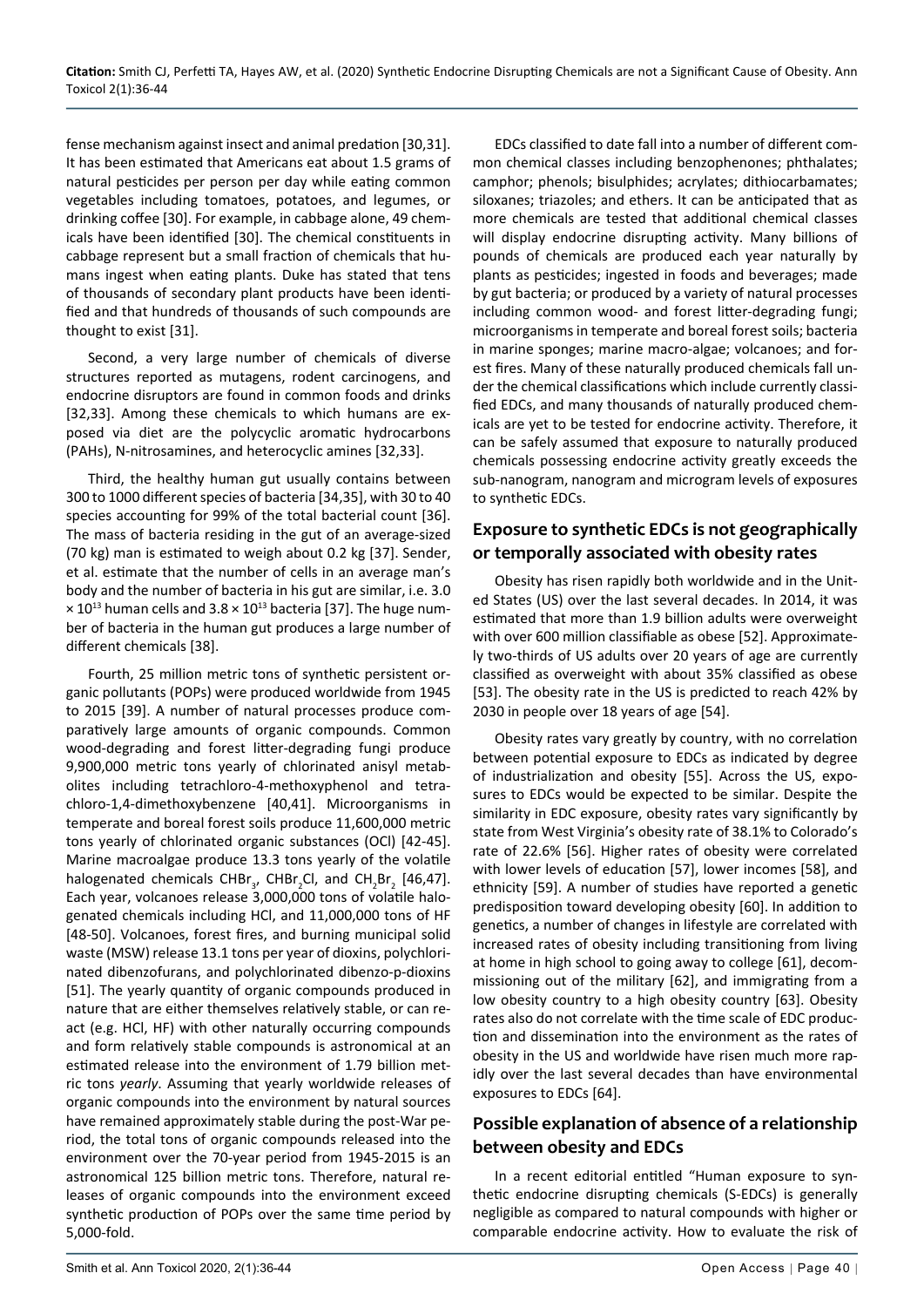fense mechanism against insect and animal predation [30,31]. It has been estimated that Americans eat about 1.5 grams of natural pesticides per person per day while eating common vegetables including tomatoes, potatoes, and legumes, or drinking coffee [30]. For example, in cabbage alone, 49 chemicals have been identified [30]. The chemical constituents in cabbage represent but a small fraction of chemicals that humans ingest when eating plants. Duke has stated that tens of thousands of secondary plant products have been identified and that hundreds of thousands of such compounds are thought to exist [31].

Second, a very large number of chemicals of diverse structures reported as mutagens, rodent carcinogens, and endocrine disruptors are found in common foods and drinks [32,33]. Among these chemicals to which humans are exposed via diet are the polycyclic aromatic hydrocarbons (PAHs), N-nitrosamines, and heterocyclic amines [32,33].

Third, the healthy human gut usually contains between 300 to 1000 different species of bacteria [34,35], with 30 to 40 species accounting for 99% of the total bacterial count [36]. The mass of bacteria residing in the gut of an average-sized (70 kg) man is estimated to weigh about 0.2 kg [37]. Sender, et al. estimate that the number of cells in an average man's body and the number of bacteria in his gut are similar, i.e. $3.0 \times 10^{13}$ human cells and $3.8 \times 10^{13}$ bacteria [37]. The huge number of bacteria in the human gut produces a large number of different chemicals [38].

Fourth, 25 million metric tons of synthetic persistent organic pollutants (POPs) were produced worldwide from 1945 to 2015 [39]. A number of natural processes produce comparatively large amounts of organic compounds. Common wood-degrading and forest litter-degrading fungi produce 9,900,000 metric tons yearly of chlorinated anisyl metabolites including tetrachloro-4-methoxyphenol and tetrachloro-1,4-dimethoxybenzene [40,41]. Microorganisms in temperate and boreal forest soils produce 11,600,000 metric tons yearly of chlorinated organic substances (OCl) [42-45]. Marine macroalgae produce 13.3 tons yearly of the volatile halogenated chemicals $CHBr_3$, $CHBr_2Cl$, and $CH_2Br_2$ [46,47]. Each year, volcanoes release 3,000,000 tons of volatile halogenated chemicals including HCl, and 11,000,000 tons of HF [48-50]. Volcanoes, forest fires, and burning municipal solid waste (MSW) release 13.1 tons per year of dioxins, polychlorinated dibenzofurans, and polychlorinated dibenzo-p-dioxins [51]. The yearly quantity of organic compounds produced in nature that are either themselves relatively stable, or can react (e.g. HCl, HF) with other naturally occurring compounds and form relatively stable compounds is astronomical at an estimated release into the environment of 1.79 billion metric tons *yearly*. Assuming that yearly worldwide releases of organic compounds into the environment by natural sources have remained approximately stable during the post-War period, the total tons of organic compounds released into the environment over the 70-year period from 1945-2015 is an astronomical 125 billion metric tons. Therefore, natural releases of organic compounds into the environment exceed synthetic production of POPs over the same time period by 5,000-fold.

EDCs classified to date fall into a number of different common chemical classes including benzophenones; phthalates; camphor; phenols; bisulphides; acrylates; dithiocarbamates; siloxanes; triazoles; and ethers. It can be anticipated that as more chemicals are tested that additional chemical classes will display endocrine disrupting activity. Many billions of pounds of chemicals are produced each year naturally by plants as pesticides; ingested in foods and beverages; made by gut bacteria; or produced by a variety of natural processes including common wood- and forest litter-degrading fungi; microorganisms in temperate and boreal forest soils; bacteria in marine sponges; marine macro-algae; volcanoes; and forest fires. Many of these naturally produced chemicals fall under the chemical classifications which include currently classified EDCs, and many thousands of naturally produced chemicals are yet to be tested for endocrine activity. Therefore, it can be safely assumed that exposure to naturally produced chemicals possessing endocrine activity greatly exceeds the sub-nanogram, nanogram and microgram levels of exposures to synthetic EDCs.

## Exposure to synthetic EDCs is not geographically or temporally associated with obesity rates

Obesity has risen rapidly both worldwide and in the United States (US) over the last several decades. In 2014, it was estimated that more than 1.9 billion adults were overweight with over 600 million classifiable as obese [52]. Approximately two-thirds of US adults over 20 years of age are currently classified as overweight with about 35% classified as obese [53]. The obesity rate in the US is predicted to reach 42% by 2030 in people over 18 years of age [54].

Obesity rates vary greatly by country, with no correlation between potential exposure to EDCs as indicated by degree of industrialization and obesity [55]. Across the US, exposures to EDCs would be expected to be similar. Despite the similarity in EDC exposure, obesity rates vary significantly by state from West Virginia's obesity rate of 38.1% to Colorado's rate of 22.6% [56]. Higher rates of obesity were correlated with lower levels of education [57], lower incomes [58], and ethnicity [59]. A number of studies have reported a genetic predisposition toward developing obesity [60]. In addition to genetics, a number of changes in lifestyle are correlated with increased rates of obesity including transitioning from living at home in high school to going away to college [61], decommissioning out of the military [62], and immigrating from a low obesity country to a high obesity country [63]. Obesity rates also do not correlate with the time scale of EDC production and dissemination into the environment as the rates of obesity in the US and worldwide have risen much more rapidly over the last several decades than have environmental exposures to EDCs [64].

## Possible explanation of absence of a relationship between obesity and EDCs

In a recent editorial entitled "Human exposure to synthetic endocrine disrupting chemicals (S-EDCs) is generally negligible as compared to natural compounds with higher or comparable endocrine activity. How to evaluate the risk of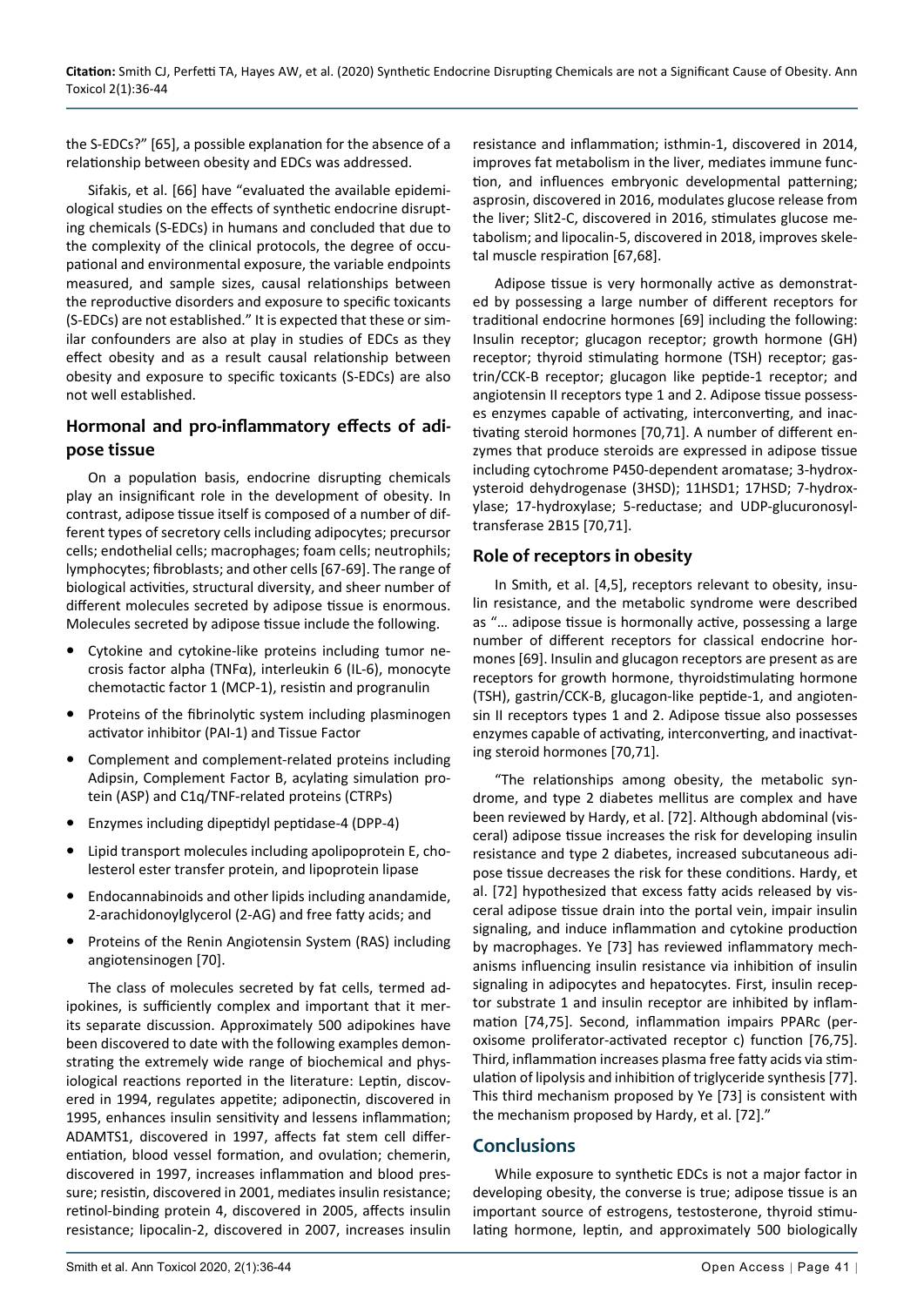the S-EDCs?" [65], a possible explanation for the absence of a relationship between obesity and EDCs was addressed.

Sifakis, et al. [66] have "evaluated the available epidemiological studies on the effects of synthetic endocrine disrupting chemicals (S-EDCs) in humans and concluded that due to the complexity of the clinical protocols, the degree of occupational and environmental exposure, the variable endpoints measured, and sample sizes, causal relationships between the reproductive disorders and exposure to specific toxicants (S-EDCs) are not established." It is expected that these or similar confounders are also at play in studies of EDCs as they effect obesity and as a result causal relationship between obesity and exposure to specific toxicants (S-EDCs) are also not well established.

## Hormonal and pro-inflammatory effects of adipose tissue

On a population basis, endocrine disrupting chemicals play an insignificant role in the development of obesity. In contrast, adipose tissue itself is composed of a number of different types of secretory cells including adipocytes; precursor cells; endothelial cells; macrophages; foam cells; neutrophils; lymphocytes; fibroblasts; and other cells [67-69]. The range of biological activities, structural diversity, and sheer number of different molecules secreted by adipose tissue is enormous. Molecules secreted by adipose tissue include the following.

- Cytokine and cytokine-like proteins including tumor necrosis factor alpha (TNFα), interleukin 6 (IL-6), monocyte chemotactic factor 1 (MCP-1), resistin and progranulin
- Proteins of the fibrinolytic system including plasminogen activator inhibitor (PAI-1) and Tissue Factor
- Complement and complement-related proteins including Adipsin, Complement Factor B, acylating simulation protein (ASP) and C1q/TNF-related proteins (CTRPs)
- Enzymes including dipeptidyl peptidase-4 (DPP-4)
- Lipid transport molecules including apolipoprotein E, cholesterol ester transfer protein, and lipoprotein lipase
- Endocannabinoids and other lipids including anandamide, 2-arachidonoylglycerol (2-AG) and free fatty acids; and
- Proteins of the Renin Angiotensin System (RAS) including angiotensinogen [70].

The class of molecules secreted by fat cells, termed adipokines, is sufficiently complex and important that it merits separate discussion. Approximately 500 adipokines have been discovered to date with the following examples demonstrating the extremely wide range of biochemical and physiological reactions reported in the literature: Leptin, discovered in 1994, regulates appetite; adiponectin, discovered in 1995, enhances insulin sensitivity and lessens inflammation; ADAMTS1, discovered in 1997, affects fat stem cell differentiation, blood vessel formation, and ovulation; chemerin, discovered in 1997, increases inflammation and blood pressure; resistin, discovered in 2001, mediates insulin resistance; retinol-binding protein 4, discovered in 2005, affects insulin resistance; lipocalin-2, discovered in 2007, increases insulin resistance and inflammation; isthmin-1, discovered in 2014, improves fat metabolism in the liver, mediates immune function, and influences embryonic developmental patterning; asprosin, discovered in 2016, modulates glucose release from the liver; Slit2-C, discovered in 2016, stimulates glucose metabolism; and lipocalin-5, discovered in 2018, improves skeletal muscle respiration [67,68].

Adipose tissue is very hormonally active as demonstrated by possessing a large number of different receptors for traditional endocrine hormones [69] including the following: Insulin receptor; glucagon receptor; growth hormone (GH) receptor; thyroid stimulating hormone (TSH) receptor; gastrin/CCK-B receptor; glucagon like peptide-1 receptor; and angiotensin II receptors type 1 and 2. Adipose tissue possesses enzymes capable of activating, interconverting, and inactivating steroid hormones [70,71]. A number of different enzymes that produce steroids are expressed in adipose tissue including cytochrome P450-dependent aromatase; 3-hydroxysteroid dehydrogenase (3HSD); 11HSD1; 17HSD; 7-hydroxylase; 17-hydroxylase; 5-reductase; and UDP-glucuronosyltransferase 2B15 [70,71].

## Role of receptors in obesity

In Smith, et al. [4,5], receptors relevant to obesity, insulin resistance, and the metabolic syndrome were described as "... adipose tissue is hormonally active, possessing a large number of different receptors for classical endocrine hormones [69]. Insulin and glucagon receptors are present as are receptors for growth hormone, thyroidstimulating hormone (TSH), gastrin/CCK-B, glucagon-like peptide-1, and angiotensin II receptors types 1 and 2. Adipose tissue also possesses enzymes capable of activating, interconverting, and inactivating steroid hormones [70,71].

"The relationships among obesity, the metabolic syndrome, and type 2 diabetes mellitus are complex and have been reviewed by Hardy, et al. [72]. Although abdominal (visceral) adipose tissue increases the risk for developing insulin resistance and type 2 diabetes, increased subcutaneous adipose tissue decreases the risk for these conditions. Hardy, et al. [72] hypothesized that excess fatty acids released by visceral adipose tissue drain into the portal vein, impair insulin signaling, and induce inflammation and cytokine production by macrophages. Ye [73] has reviewed inflammatory mechanisms influencing insulin resistance via inhibition of insulin signaling in adipocytes and hepatocytes. First, insulin receptor substrate 1 and insulin receptor are inhibited by inflammation [74,75]. Second, inflammation impairs PPARc (peroxisome proliferator-activated receptor c) function [76,75]. Third, inflammation increases plasma free fatty acids via stimulation of lipolysis and inhibition of triglyceride synthesis [77]. This third mechanism proposed by Ye [73] is consistent with the mechanism proposed by Hardy, et al. [72]."

## Conclusions

While exposure to synthetic EDCs is not a major factor in developing obesity, the converse is true; adipose tissue is an important source of estrogens, testosterone, thyroid stimulating hormone, leptin, and approximately 500 biologically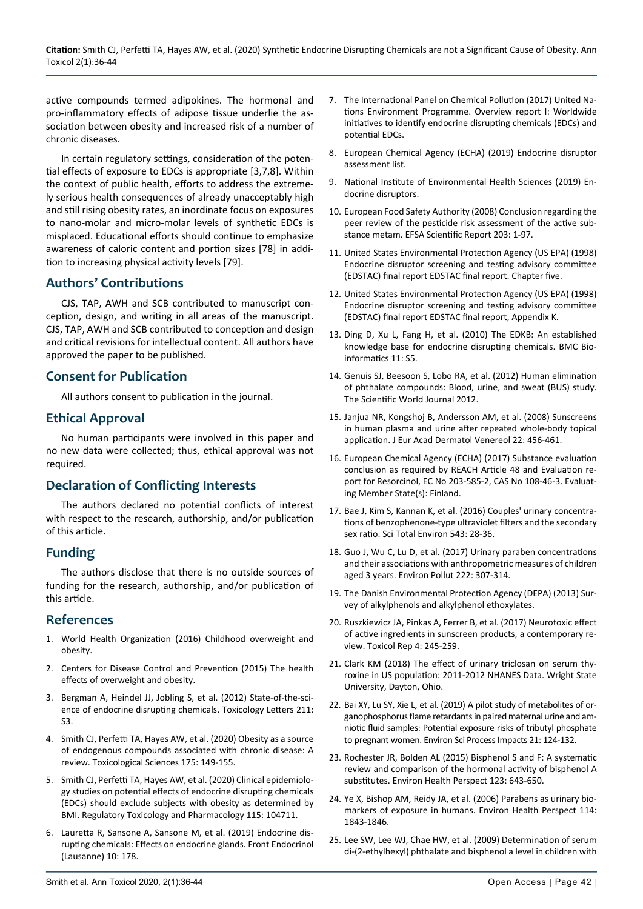active compounds termed adipokines. The hormonal and pro-inflammatory effects of adipose tissue underlie the association between obesity and increased risk of a number of chronic diseases.

In certain regulatory settings, consideration of the potential effects of exposure to EDCs is appropriate [3,7,8]. Within the context of public health, efforts to address the extremely serious health consequences of already unacceptably high and still rising obesity rates, an inordinate focus on exposures to nano-molar and micro-molar levels of synthetic EDCs is misplaced. Educational efforts should continue to emphasize awareness of caloric content and portion sizes [78] in addition to increasing physical activity levels [79].

## Authors' Contributions

CJS, TAP, AWH and SCB contributed to manuscript conception, design, and writing in all areas of the manuscript. CJS, TAP, AWH and SCB contributed to conception and design and critical revisions for intellectual content. All authors have approved the paper to be published.

## Consent for Publication

All authors consent to publication in the journal.

## Ethical Approval

No human participants were involved in this paper and no new data were collected; thus, ethical approval was not required.

## Declaration of Conflicting Interests

The authors declared no potential conflicts of interest with respect to the research, authorship, and/or publication of this article.

## Funding

The authors disclose that there is no outside sources of funding for the research, authorship, and/or publication of this article.

## References

1. World Health Organization (2016) Childhood overweight and obesity.
2. Centers for Disease Control and Prevention (2015) The health effects of overweight and obesity.
3. Bergman A, Heindel JJ, Jobling S, et al. (2012) State-of-the-science of endocrine disrupting chemicals. Toxicology Letters 211: S3.
4. Smith CJ, Perfetti TA, Hayes AW, et al. (2020) Obesity as a source of endogenous compounds associated with chronic disease: A review. Toxicological Sciences 175: 149-155.
5. Smith CJ, Perfetti TA, Hayes AW, et al. (2020) Clinical epidemiology studies on potential effects of endocrine disrupting chemicals (EDCs) should exclude subjects with obesity as determined by BMI. Regulatory Toxicology and Pharmacology 115: 104711.
6. Lauretta R, Sansone A, Sansone M, et al. (2019) Endocrine disrupting chemicals: Effects on endocrine glands. Front Endocrinol (Lausanne) 10: 178.
7. The International Panel on Chemical Pollution (2017) United Nations Environment Programme. Overview report I: Worldwide initiatives to identify endocrine disrupting chemicals (EDCs) and potential EDCs.
8. European Chemical Agency (ECHA) (2019) Endocrine disruptor assessment list.
9. National Institute of Environmental Health Sciences (2019) Endocrine disruptors.
10. European Food Safety Authority (2008) Conclusion regarding the peer review of the pesticide risk assessment of the active substance metam. EFSA Scientific Report 203: 1-97.
11. United States Environmental Protection Agency (US EPA) (1998) Endocrine disruptor screening and testing advisory committee (EDSTAC) final report EDSTAC final report. Chapter five.
12. United States Environmental Protection Agency (US EPA) (1998) Endocrine disruptor screening and testing advisory committee (EDSTAC) final report EDSTAC final report, Appendix K.
13. Ding D, Xu L, Fang H, et al. (2010) The EDKB: An established knowledge base for endocrine disrupting chemicals. BMC Bioinformatics 11: S5.
14. Genuis SJ, Beesoon S, Lobo RA, et al. (2012) Human elimination of phthalate compounds: Blood, urine, and sweat (BUS) study. The Scientific World Journal 2012.
15. Janjua NR, Kongshoj B, Andersson AM, et al. (2008) Sunscreens in human plasma and urine after repeated whole-body topical application. J Eur Acad Dermatol Venereol 22: 456-461.
16. European Chemical Agency (ECHA) (2017) Substance evaluation conclusion as required by REACH Article 48 and Evaluation report for Resorcinol, EC No 203-585-2, CAS No 108-46-3. Evaluating Member State(s): Finland.
17. Bae J, Kim S, Kannan K, et al. (2016) Couples' urinary concentrations of benzophenone-type ultraviolet filters and the secondary sex ratio. Sci Total Environ 543: 28-36.
18. Guo J, Wu C, Lu D, et al. (2017) Urinary paraben concentrations and their associations with anthropometric measures of children aged 3 years. Environ Pollut 222: 307-314.
19. The Danish Environmental Protection Agency (DEPA) (2013) Survey of alkylphenols and alkylphenol ethoxylates.
20. Ruszkiewicz JA, Pinkas A, Ferrer B, et al. (2017) Neurotoxic effect of active ingredients in sunscreen products, a contemporary review. Toxicol Rep 4: 245-259.
21. Clark KM (2018) The effect of urinary triclosan on serum thyroxine in US population: 2011-2012 NHANES Data. Wright State University, Dayton, Ohio.
22. Bai XY, Lu SY, Xie L, et al. (2019) A pilot study of metabolites of organophosphorus flame retardants in paired maternal urine and amniotic fluid samples: Potential exposure risks of tributyl phosphate to pregnant women. Environ Sci Process Impacts 21: 124-132.
23. Rochester JR, Bolden AL (2015) Bisphenol S and F: A systematic review and comparison of the hormonal activity of bisphenol A substitutes. Environ Health Perspect 123: 643-650.
24. Ye X, Bishop AM, Reidy JA, et al. (2006) Parabens as urinary biomarkers of exposure in humans. Environ Health Perspect 114: 1843-1846.
25. Lee SW, Lee WJ, Chae HW, et al. (2009) Determination of serum di-(2-ethylhexyl) phthalate and bisphenol a level in children with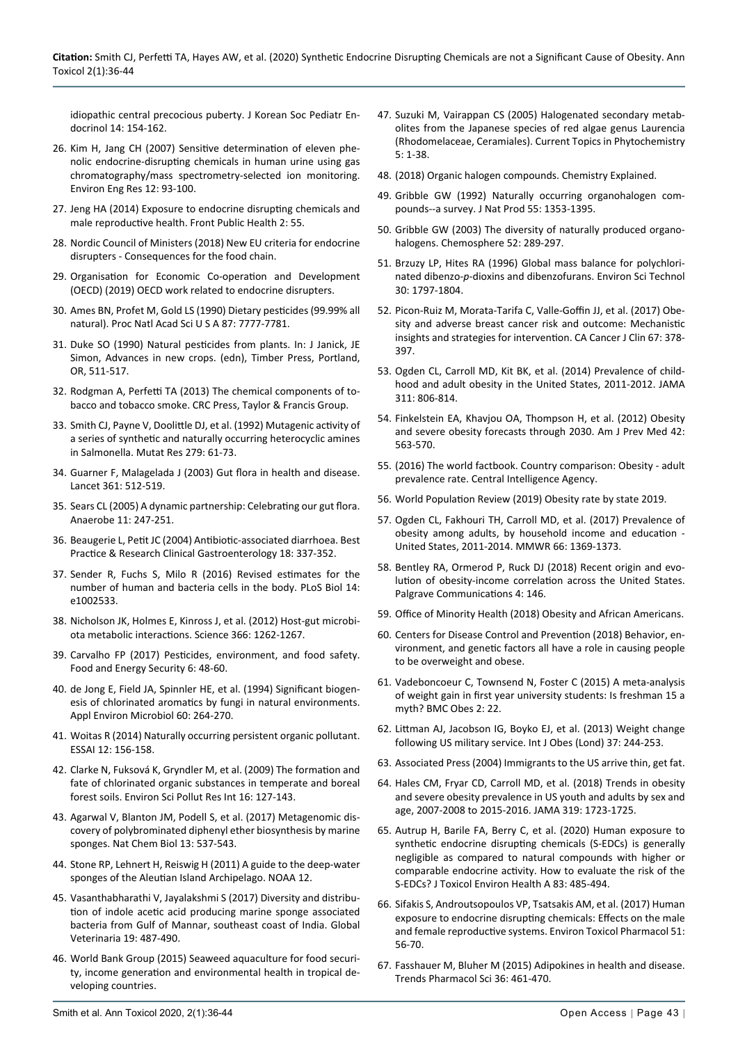idiopathic central precocious puberty. J Korean Soc Pediatr Endocrinol 14: 154-162.

26. Kim H, Jang CH (2007) Sensitive determination of eleven phenolic endocrine-disrupting chemicals in human urine using gas chromatography/mass spectrometry-selected ion monitoring. Environ Eng Res 12: 93-100.
27. Jeng HA (2014) Exposure to endocrine disrupting chemicals and male reproductive health. Front Public Health 2: 55.
28. Nordic Council of Ministers (2018) New EU criteria for endocrine disrupters - Consequences for the food chain.
29. Organisation for Economic Co-operation and Development (OECD) (2019) OECD work related to endocrine disrupters.
30. Ames BN, Profet M, Gold LS (1990) Dietary pesticides (99.99% all natural). Proc Natl Acad Sci U S A 87: 7777-7781.
31. Duke SO (1990) Natural pesticides from plants. In: J Janick, JE Simon, Advances in new crops. (edn), Timber Press, Portland, OR, 511-517.
32. Rodgman A, Perfetti TA (2013) The chemical components of tobacco and tobacco smoke. CRC Press, Taylor & Francis Group.
33. Smith CJ, Payne V, Doolittle DJ, et al. (1992) Mutagenic activity of a series of synthetic and naturally occurring heterocyclic amines in Salmonella. Mutat Res 279: 61-73.
34. Guarner F, Malagelada J (2003) Gut flora in health and disease. Lancet 361: 512-519.
35. Sears CL (2005) A dynamic partnership: Celebrating our gut flora. Anaerobe 11: 247-251.
36. Beaugerie L, Petit JC (2004) Antibiotic-associated diarrhoea. Best Practice & Research Clinical Gastroenterology 18: 337-352.
37. Sender R, Fuchs S, Milo R (2016) Revised estimates for the number of human and bacteria cells in the body. PLoS Biol 14: e1002533.
38. Nicholson JK, Holmes E, Kinross J, et al. (2012) Host-gut microbiota metabolic interactions. Science 366: 1262-1267.
39. Carvalho FP (2017) Pesticides, environment, and food safety. Food and Energy Security 6: 48-60.
40. de Jong E, Field JA, Spinnler HE, et al. (1994) Significant biogenesis of chlorinated aromatics by fungi in natural environments. Appl Environ Microbiol 60: 264-270.
41. Woitas R (2014) Naturally occurring persistent organic pollutant. ESSAI 12: 156-158.
42. Clarke N, Fuksová K, Gryndler M, et al. (2009) The formation and fate of chlorinated organic substances in temperate and boreal forest soils. Environ Sci Pollut Res Int 16: 127-143.
43. Agarwal V, Blanton JM, Podell S, et al. (2017) Metagenomic discovery of polybrominated diphenyl ether biosynthesis by marine sponges. Nat Chem Biol 13: 537-543.
44. Stone RP, Lehnert H, Reiswig H (2011) A guide to the deep-water sponges of the Aleutian Island Archipelago. NOAA 12.
45. Vasanthabharathi V, Jayalakshmi S (2017) Diversity and distribution of indole acetic acid producing marine sponge associated bacteria from Gulf of Mannar, southeast coast of India. Global Veterinaria 19: 487-490.
46. World Bank Group (2015) Seaweed aquaculture for food security, income generation and environmental health in tropical developing countries.
47. Suzuki M, Vairappan CS (2005) Halogenated secondary metabolites from the Japanese species of red algae genus Laurencia (Rhodomelaceae, Ceramiales). Current Topics in Phytochemistry 5: 1-38.
48. (2018) Organic halogen compounds. Chemistry Explained.
49. Gribble GW (1992) Naturally occurring organohalogen compounds--a survey. J Nat Prod 55: 1353-1395.
50. Gribble GW (2003) The diversity of naturally produced organohalogens. Chemosphere 52: 289-297.
51. Brzuzy LP, Hites RA (1996) Global mass balance for polychlorinated dibenzo-*p*-dioxins and dibenzofurans. Environ Sci Technol 30: 1797-1804.
52. Picon-Ruiz M, Morata-Tarifa C, Valle-Goffin JJ, et al. (2017) Obesity and adverse breast cancer risk and outcome: Mechanistic insights and strategies for intervention. CA Cancer J Clin 67: 378-397.
53. Ogden CL, Carroll MD, Kit BK, et al. (2014) Prevalence of childhood and adult obesity in the United States, 2011-2012. JAMA 311: 806-814.
54. Finkelstein EA, Khavjou OA, Thompson H, et al. (2012) Obesity and severe obesity forecasts through 2030. Am J Prev Med 42: 563-570.
55. (2016) The world factbook. Country comparison: Obesity - adult prevalence rate. Central Intelligence Agency.
56. World Population Review (2019) Obesity rate by state 2019.
57. Ogden CL, Fakhouri TH, Carroll MD, et al. (2017) Prevalence of obesity among adults, by household income and education - United States, 2011-2014. MMWR 66: 1369-1373.
58. Bentley RA, Ormerod P, Ruck DJ (2018) Recent origin and evolution of obesity-income correlation across the United States. Palgrave Communications 4: 146.
59. Office of Minority Health (2018) Obesity and African Americans.
60. Centers for Disease Control and Prevention (2018) Behavior, environment, and genetic factors all have a role in causing people to be overweight and obese.
61. Vadeboncoeur C, Townsend N, Foster C (2015) A meta-analysis of weight gain in first year university students: Is freshman 15 a myth? BMC Obes 2: 22.
62. Littman AJ, Jacobson IG, Boyko EJ, et al. (2013) Weight change following US military service. Int J Obes (Lond) 37: 244-253.
63. Associated Press (2004) Immigrants to the US arrive thin, get fat.
64. Hales CM, Fryar CD, Carroll MD, et al. (2018) Trends in obesity and severe obesity prevalence in US youth and adults by sex and age, 2007-2008 to 2015-2016. JAMA 319: 1723-1725.
65. Autrup H, Barile FA, Berry C, et al. (2020) Human exposure to synthetic endocrine disrupting chemicals (S-EDCs) is generally negligible as compared to natural compounds with higher or comparable endocrine activity. How to evaluate the risk of the S-EDCs? J Toxicol Environ Health A 83: 485-494.
66. Sifakis S, Androutsopoulos VP, Tsatsakis AM, et al. (2017) Human exposure to endocrine disrupting chemicals: Effects on the male and female reproductive systems. Environ Toxicol Pharmacol 51: 56-70.
67. Fasshauer M, Bluher M (2015) Adipokines in health and disease. Trends Pharmacol Sci 36: 461-470.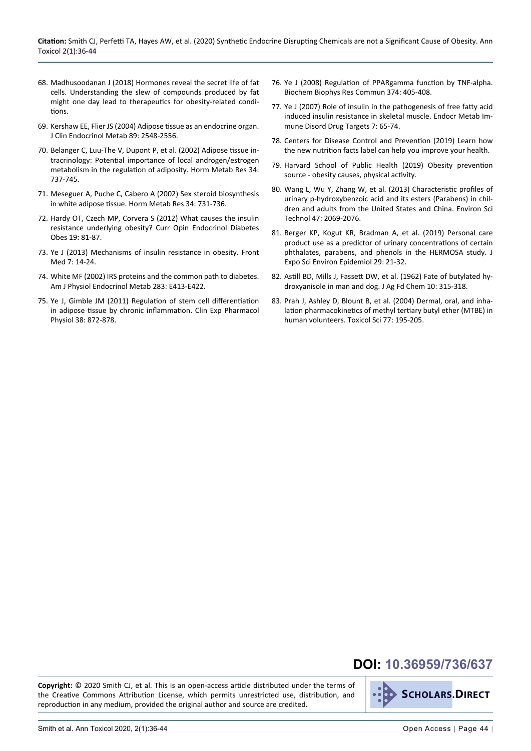68. Madhusoodanan J (2018) Hormones reveal the secret life of fat cells. Understanding the slew of compounds produced by fat might one day lead to therapeutics for obesity-related conditions.
69. Kershaw EE, Flier JS (2004) Adipose tissue as an endocrine organ. J Clin Endocrinol Metab 89: 2548-2556.
70. Belanger C, Luu-The V, Dupont P, et al. (2002) Adipose tissue intracrinology: Potential importance of local androgen/estrogen metabolism in the regulation of adiposity. Horm Metab Res 34: 737-745.
71. Meseguer A, Puche C, Cabero A (2002) Sex steroid biosynthesis in white adipose tissue. Horm Metab Res 34: 731-736.
72. Hardy OT, Czech MP, Corvera S (2012) What causes the insulin resistance underlying obesity? Curr Opin Endocrinol Diabetes Obes 19: 81-87.
73. Ye J (2013) Mechanisms of insulin resistance in obesity. Front Med 7: 14-24.
74. White MF (2002) IRS proteins and the common path to diabetes. Am J Physiol Endocrinol Metab 283: E413-E422.
75. Ye J, Gimble JM (2011) Regulation of stem cell differentiation in adipose tissue by chronic inflammation. Clin Exp Pharmacol Physiol 38: 872-878.
76. Ye J (2008) Regulation of PPARgamma function by TNF-alpha. Biochem Biophys Res Commun 374: 405-408.
77. Ye J (2007) Role of insulin in the pathogenesis of free fatty acid induced insulin resistance in skeletal muscle. Endocr Metab Immune Disord Drug Targets 7: 65-74.
78. Centers for Disease Control and Prevention (2019) Learn how the new nutrition facts label can help you improve your health.
79. Harvard School of Public Health (2019) Obesity prevention source - obesity causes, physical activity.
80. Wang L, Wu Y, Zhang W, et al. (2013) Characteristic profiles of urinary p-hydroxybenzoic acid and its esters (Parabens) in children and adults from the United States and China. Environ Sci Technol 47: 2069-2076.
81. Berger KP, Kogut KR, Bradman A, et al. (2019) Personal care product use as a predictor of urinary concentrations of certain phthalates, parabens, and phenols in the HERMOSA study. J Expo Sci Environ Epidemiol 29: 21-32.
82. Astill BD, Mills J, Fassett DW, et al. (1962) Fate of butylated hydroxyanisole in man and dog. J Ag Fd Chem 10: 315-318.
83. Prah J, Ashley D, Blount B, et al. (2004) Dermal, oral, and inhalation pharmacokinetics of methyl tertiary butyl ether (MTBE) in human volunteers. Toxicol Sci 77: 195-205.

**DOI: 10.36959/736/637**

**Copyright:** © 2020 Smith CJ, et al. This is an open-access article distributed under the terms of the Creative Commons Attribution License, which permits unrestricted use, distribution, and reproduction in any medium, provided the original author and source are credited.